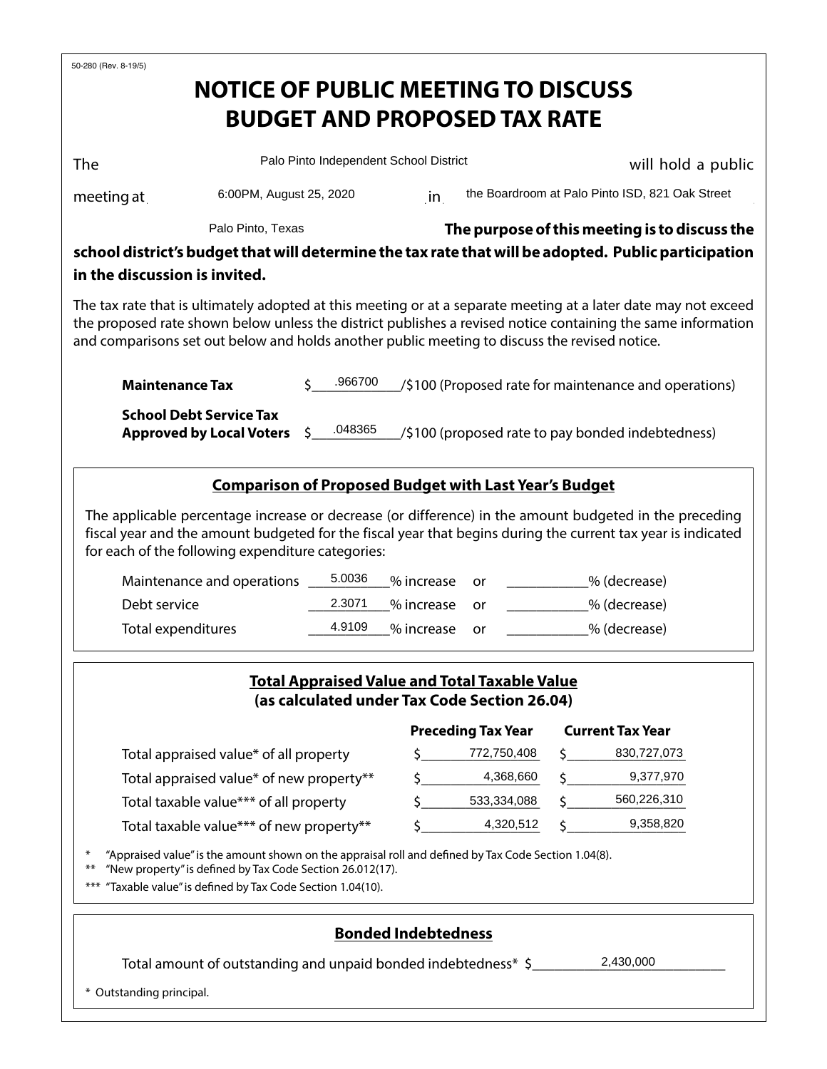50-280 (Rev. 8-19/5)

# NOTICE OF PUBLIC MEETING TO DISCUSS BUDGET AND PROPOSED TAX RATE

The Palo Pinto Independent School District will hold a public meeting at 6:00PM, August 25, 2020 in the Boardroom at Palo Pinto ISD, 821 Oak Street Palo Pinto, Texas **The purpose of this meeting is to discuss the school district's budget that will determine the tax rate that will be adopted. Public participation in the discussion is invited.**

The tax rate that is ultimately adopted at this meeting or at a separate meeting at a later date may not exceed the proposed rate shown below unless the district publishes a revised notice containing the same information and comparisons set out below and holds another public meeting to discuss the revised notice.

**Maintenance Tax** $ .966700 /$100 (Proposed rate for maintenance and operations)

**School Debt Service Tax Approved by Local Voters** $ .048365 /$100 (proposed rate to pay bonded indebtedness)

## Comparison of Proposed Budget with Last Year's Budget

The applicable percentage increase or decrease (or difference) in the amount budgeted in the preceding fiscal year and the amount budgeted for the fiscal year that begins during the current tax year is indicated for each of the following expenditure categories:

| Category | % increase | | % (decrease) |
|---|---|---|---|
| Maintenance and operations | 5.0036 % increase | or | % (decrease) |
| Debt service | 2.3071 % increase | or | % (decrease) |
| Total expenditures | 4.9109 % increase | or | % (decrease) |

## Total Appraised Value and Total Taxable Value (as calculated under Tax Code Section 26.04)

| | Preceding Tax Year | Current Tax Year |
|---|---|---|
| Total appraised value* of all property | $ 772,750,408 | $ 830,727,073 |
| Total appraised value* of new property** | $ 4,368,660 | $ 9,377,970 |
| Total taxable value*** of all property | $ 533,334,088 | $ 560,226,310 |
| Total taxable value*** of new property** | $ 4,320,512 | $ 9,358,820 |

* "Appraised value" is the amount shown on the appraisal roll and defined by Tax Code Section 1.04(8).

** "New property" is defined by Tax Code Section 26.012(17).

*** "Taxable value" is defined by Tax Code Section 1.04(10).

## Bonded Indebtedness

Total amount of outstanding and unpaid bonded indebtedness* $ 2,430,000

* Outstanding principal.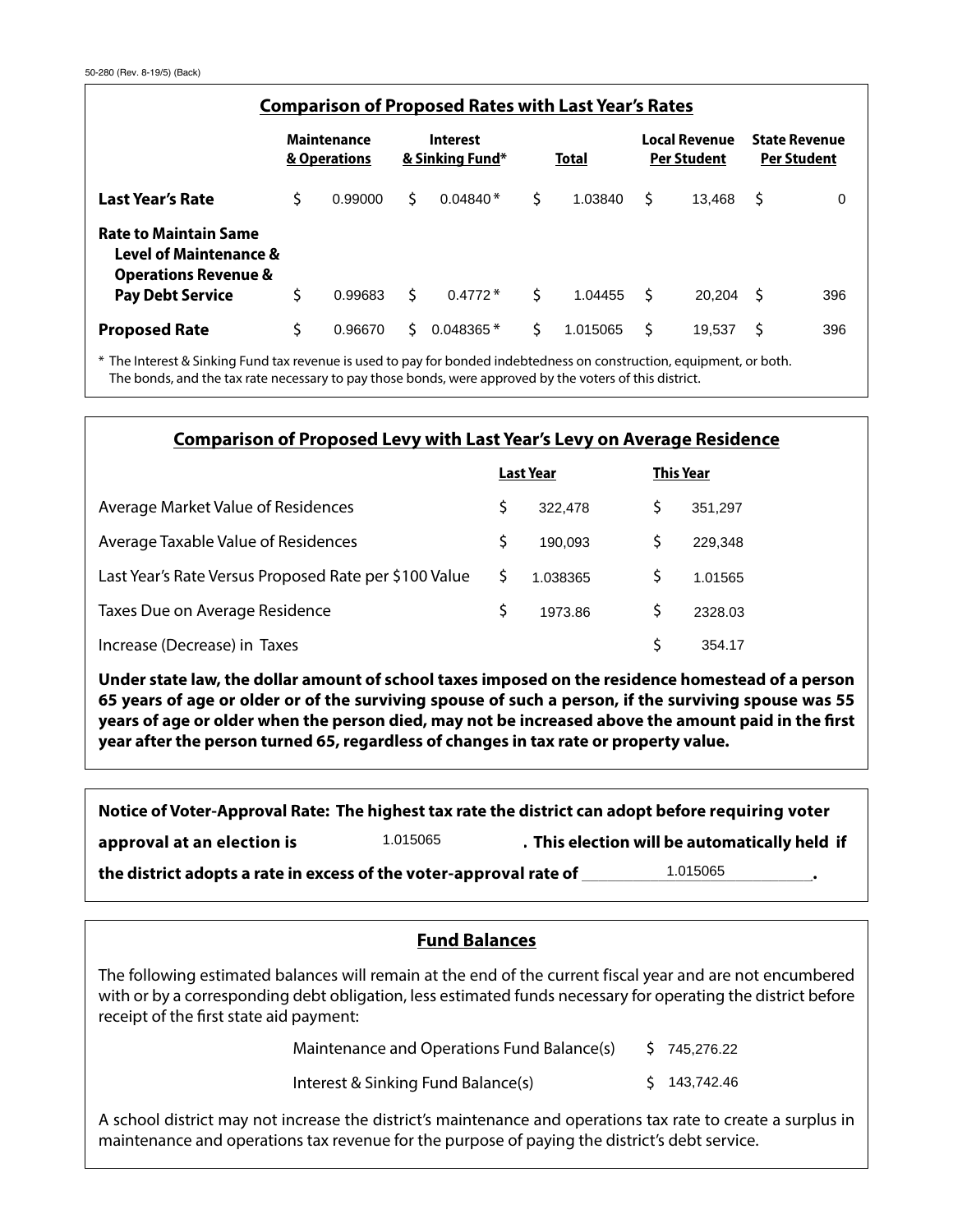## Comparison of Proposed Rates with Last Year's Rates

| | Maintenance & Operations | Interest & Sinking Fund* | Total | Local Revenue Per Student | State Revenue Per Student |
|---|---|---|---|---|---|
| **Last Year's Rate** | $ 0.99000 | $ 0.04840 * | $ 1.03840 | $ 13,468 | $ 0 |
| **Rate to Maintain Same Level of Maintenance & Operations Revenue & Pay Debt Service** | $ 0.99683 | $ 0.4772 * | $ 1.04455 | $ 20,204 | $ 396 |
| **Proposed Rate** | $ 0.96670 | $ 0.048365 * | $ 1.015065 | $ 19,537 | $ 396 |

\* The Interest & Sinking Fund tax revenue is used to pay for bonded indebtedness on construction, equipment, or both. The bonds, and the tax rate necessary to pay those bonds, were approved by the voters of this district.

## Comparison of Proposed Levy with Last Year's Levy on Average Residence

| | Last Year | This Year |
|---|---|---|
| Average Market Value of Residences | $ 322,478 | $ 351,297 |
| Average Taxable Value of Residences | $ 190,093 | $ 229,348 |
| Last Year's Rate Versus Proposed Rate per $100 Value | $ 1.038365 | $ 1.01565 |
| Taxes Due on Average Residence | $ 1973.86 | $ 2328.03 |
| Increase (Decrease) in Taxes | | $ 354.17 |

**Under state law, the dollar amount of school taxes imposed on the residence homestead of a person 65 years of age or older or of the surviving spouse of such a person, if the surviving spouse was 55 years of age or older when the person died, may not be increased above the amount paid in the first year after the person turned 65, regardless of changes in tax rate or property value.**

**Notice of Voter-Approval Rate: The highest tax rate the district can adopt before requiring voter approval at an election is** 1.015065 **. This election will be automatically held if the district adopts a rate in excess of the voter-approval rate of** 1.015065**.**

## Fund Balances

The following estimated balances will remain at the end of the current fiscal year and are not encumbered with or by a corresponding debt obligation, less estimated funds necessary for operating the district before receipt of the first state aid payment:

| | |
|---|---|
| Maintenance and Operations Fund Balance(s) | $ 745,276.22 |
| Interest & Sinking Fund Balance(s) | $ 143,742.46 |

A school district may not increase the district's maintenance and operations tax rate to create a surplus in maintenance and operations tax revenue for the purpose of paying the district's debt service.